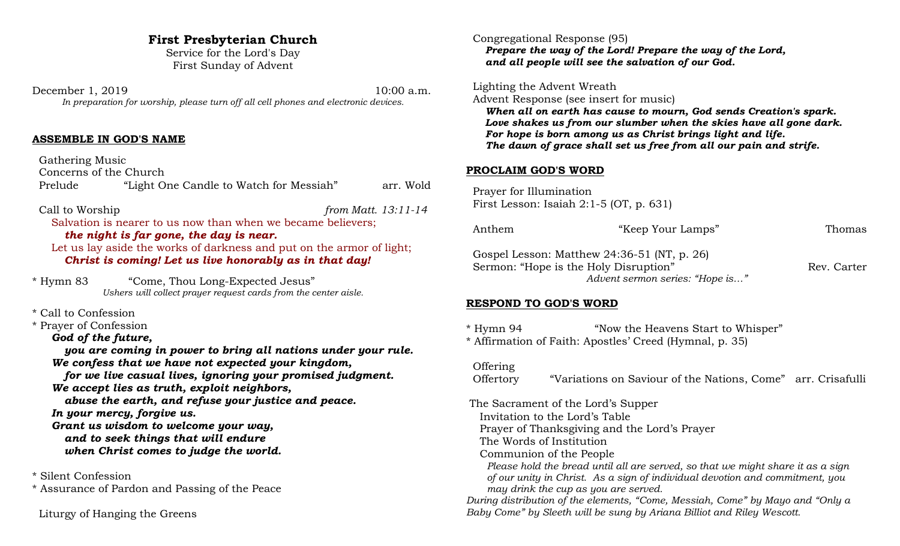# First Presbyterian Church

Service for the Lord's Day
First Sunday of Advent

December 1, 2019 10:00 a.m.

*In preparation for worship, please turn off all cell phones and electronic devices.*

## ASSEMBLE IN GOD'S NAME

Gathering Music
Concerns of the Church
Prelude "Light One Candle to Watch for Messiah" arr. Wold

Call to Worship *from Matt. 13:11-14*

Salvation is nearer to us now than when we became believers;
***the night is far gone, the day is near.***
Let us lay aside the works of darkness and put on the armor of light;
***Christ is coming! Let us live honorably as in that day!***

\* Hymn 83 "Come, Thou Long-Expected Jesus"
*Ushers will collect prayer request cards from the center aisle.*

\* Call to Confession
\* Prayer of Confession

***God of the future,***
***you are coming in power to bring all nations under your rule.***
***We confess that we have not expected your kingdom,***
***for we live casual lives, ignoring your promised judgment.***
***We accept lies as truth, exploit neighbors,***
***abuse the earth, and refuse your justice and peace.***
***In your mercy, forgive us.***
***Grant us wisdom to welcome your way,***
***and to seek things that will endure***
***when Christ comes to judge the world.***

\* Silent Confession
\* Assurance of Pardon and Passing of the Peace

Liturgy of Hanging the Greens

Congregational Response (95)
***Prepare the way of the Lord! Prepare the way of the Lord,***
***and all people will see the salvation of our God.***

Lighting the Advent Wreath
Advent Response (see insert for music)
***When all on earth has cause to mourn, God sends Creation's spark.***
***Love shakes us from our slumber when the skies have all gone dark.***
***For hope is born among us as Christ brings light and life.***
***The dawn of grace shall set us free from all our pain and strife.***

## PROCLAIM GOD'S WORD

Prayer for Illumination
First Lesson: Isaiah 2:1-5 (OT, p. 631)

Anthem "Keep Your Lamps" Thomas

Gospel Lesson: Matthew 24:36-51 (NT, p. 26)
Sermon: "Hope is the Holy Disruption" Rev. Carter
*Advent sermon series: "Hope is…"*

## RESPOND TO GOD'S WORD

\* Hymn 94 "Now the Heavens Start to Whisper"
\* Affirmation of Faith: Apostles' Creed (Hymnal, p. 35)

Offering
Offertory "Variations on Saviour of the Nations, Come" arr. Crisafulli

The Sacrament of the Lord's Supper
Invitation to the Lord's Table
Prayer of Thanksgiving and the Lord's Prayer
The Words of Institution
Communion of the People
*Please hold the bread until all are served, so that we might share it as a sign of our unity in Christ. As a sign of individual devotion and commitment, you may drink the cup as you are served.*

*During distribution of the elements, "Come, Messiah, Come" by Mayo and "Only a Baby Come" by Sleeth will be sung by Ariana Billiot and Riley Wescott.*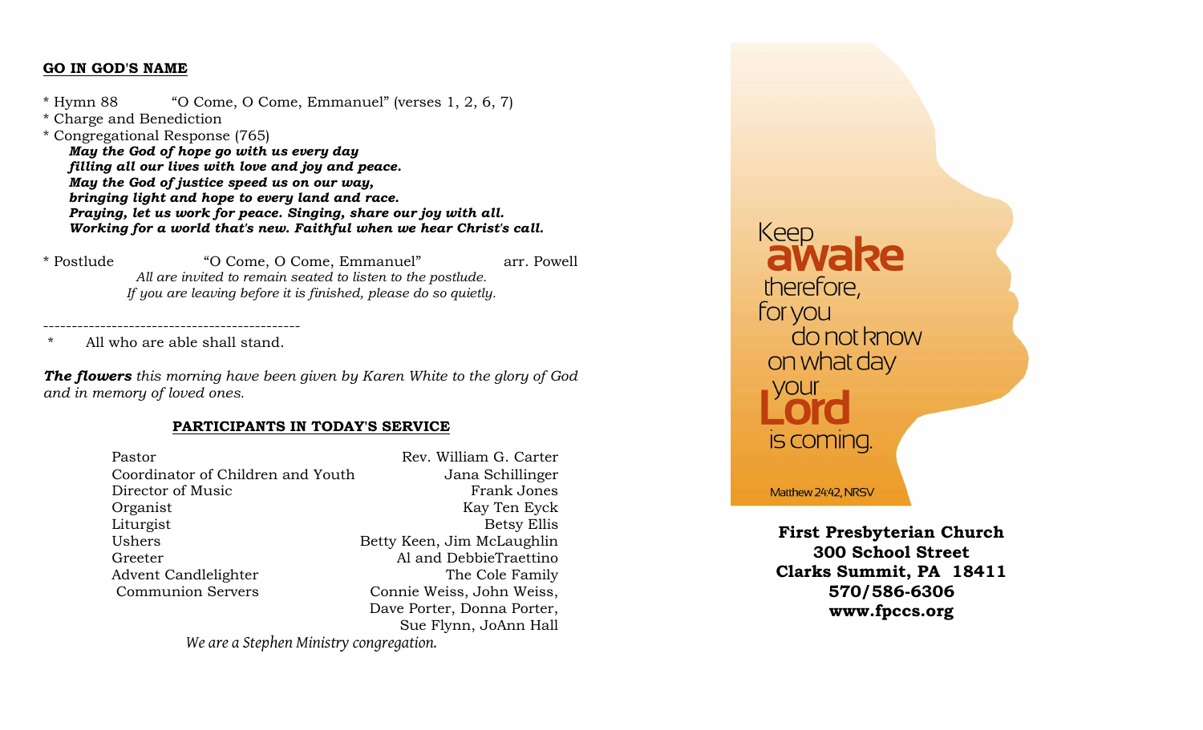## GO IN GOD'S NAME

\* Hymn 88 "O Come, O Come, Emmanuel" (verses 1, 2, 6, 7)

\* Charge and Benediction

\* Congregational Response (765)

***May the God of hope go with us every day***
***filling all our lives with love and joy and peace.***
***May the God of justice speed us on our way,***
***bringing light and hope to every land and race.***
***Praying, let us work for peace. Singing, share our joy with all.***
***Working for a world that's new. Faithful when we hear Christ's call.***

\* Postlude "O Come, O Come, Emmanuel" arr. Powell

*All are invited to remain seated to listen to the postlude.*
*If you are leaving before it is finished, please do so quietly.*

---

\* All who are able shall stand.

***The flowers*** *this morning have been given by Karen White to the glory of God and in memory of loved ones.*

## PARTICIPANTS IN TODAY'S SERVICE

| | |
|---|---|
| Pastor | Rev. William G. Carter |
| Coordinator of Children and Youth | Jana Schillinger |
| Director of Music | Frank Jones |
| Organist | Kay Ten Eyck |
| Liturgist | Betsy Ellis |
| Ushers | Betty Keen, Jim McLaughlin |
| Greeter | Al and DebbieTraettino |
| Advent Candlelighter | The Cole Family |
| Communion Servers | Connie Weiss, John Weiss, Dave Porter, Donna Porter, Sue Flynn, JoAnn Hall |

*We are a Stephen Ministry congregation.*

Keep **awake** therefore, for you do not know on what day your **Lord** is coming.

Matthew 24:42, NRSV

**First Presbyterian Church**
**300 School Street**
**Clarks Summit, PA 18411**
**570/586-6306**
**www.fpccs.org**